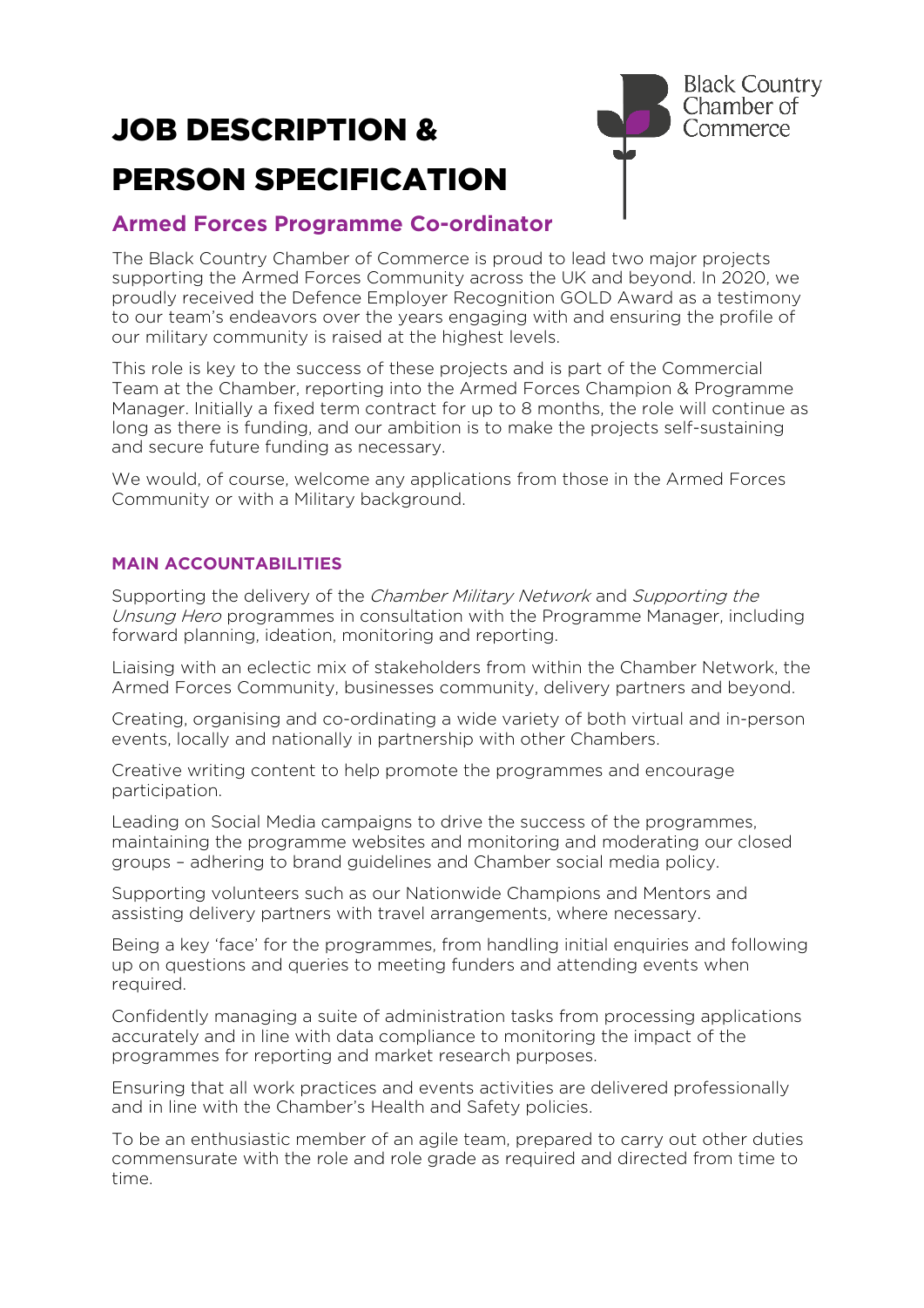# JOB DESCRIPTION & PERSON SPECIFICATION

Black Country Chamber of Commerce

## Armed Forces Programme Co-ordinator

The Black Country Chamber of Commerce is proud to lead two major projects supporting the Armed Forces Community across the UK and beyond. In 2020, we proudly received the Defence Employer Recognition GOLD Award as a testimony to our team's endeavors over the years engaging with and ensuring the profile of our military community is raised at the highest levels.

This role is key to the success of these projects and is part of the Commercial Team at the Chamber, reporting into the Armed Forces Champion & Programme Manager. Initially a fixed term contract for up to 8 months, the role will continue as long as there is funding, and our ambition is to make the projects self-sustaining and secure future funding as necessary.

We would, of course, welcome any applications from those in the Armed Forces Community or with a Military background.

### MAIN ACCOUNTABILITIES

Supporting the delivery of the *Chamber Military Network* and *Supporting the Unsung Hero* programmes in consultation with the Programme Manager, including forward planning, ideation, monitoring and reporting.

Liaising with an eclectic mix of stakeholders from within the Chamber Network, the Armed Forces Community, businesses community, delivery partners and beyond.

Creating, organising and co-ordinating a wide variety of both virtual and in-person events, locally and nationally in partnership with other Chambers.

Creative writing content to help promote the programmes and encourage participation.

Leading on Social Media campaigns to drive the success of the programmes, maintaining the programme websites and monitoring and moderating our closed groups – adhering to brand guidelines and Chamber social media policy.

Supporting volunteers such as our Nationwide Champions and Mentors and assisting delivery partners with travel arrangements, where necessary.

Being a key 'face' for the programmes, from handling initial enquiries and following up on questions and queries to meeting funders and attending events when required.

Confidently managing a suite of administration tasks from processing applications accurately and in line with data compliance to monitoring the impact of the programmes for reporting and market research purposes.

Ensuring that all work practices and events activities are delivered professionally and in line with the Chamber's Health and Safety policies.

To be an enthusiastic member of an agile team, prepared to carry out other duties commensurate with the role and role grade as required and directed from time to time.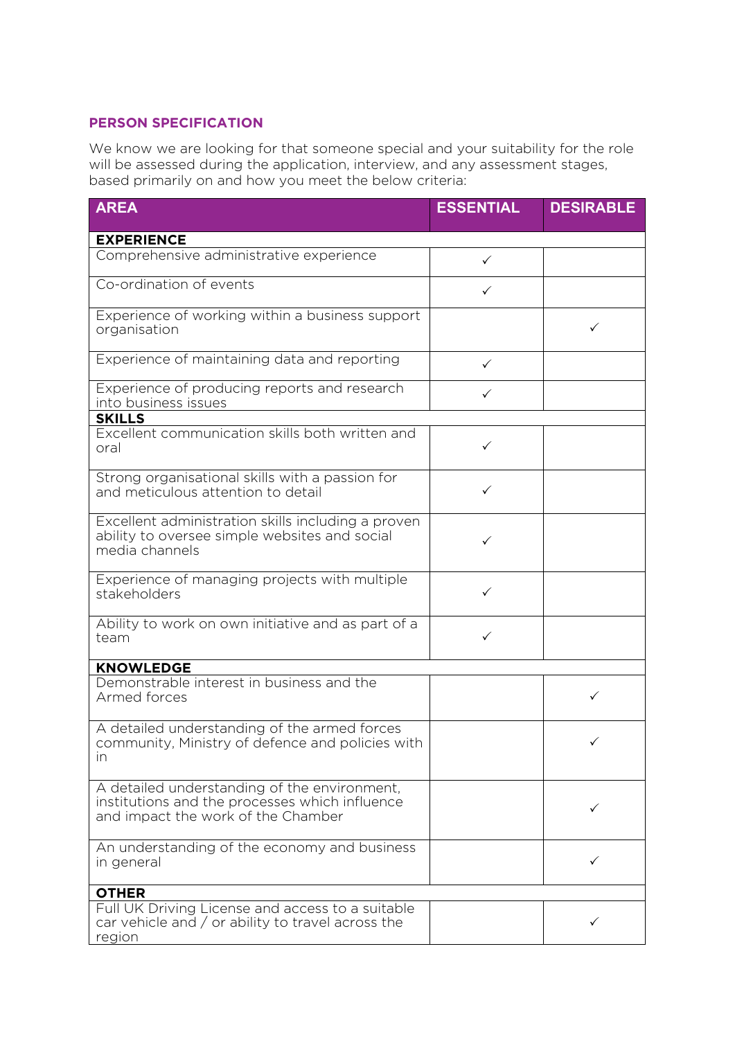## PERSON SPECIFICATION

We know we are looking for that someone special and your suitability for the role will be assessed during the application, interview, and any assessment stages, based primarily on and how you meet the below criteria:

| AREA | ESSENTIAL | DESIRABLE |
|---|---|---|
| **EXPERIENCE** | | |
| Comprehensive administrative experience | ✓ | |
| Co-ordination of events | ✓ | |
| Experience of working within a business support organisation | | ✓ |
| Experience of maintaining data and reporting | ✓ | |
| Experience of producing reports and research into business issues | ✓ | |
| **SKILLS** | | |
| Excellent communication skills both written and oral | ✓ | |
| Strong organisational skills with a passion for and meticulous attention to detail | ✓ | |
| Excellent administration skills including a proven ability to oversee simple websites and social media channels | ✓ | |
| Experience of managing projects with multiple stakeholders | ✓ | |
| Ability to work on own initiative and as part of a team | ✓ | |
| **KNOWLEDGE** | | |
| Demonstrable interest in business and the Armed forces | | ✓ |
| A detailed understanding of the armed forces community, Ministry of defence and policies with in | | ✓ |
| A detailed understanding of the environment, institutions and the processes which influence and impact the work of the Chamber | | ✓ |
| An understanding of the economy and business in general | | ✓ |
| **OTHER** | | |
| Full UK Driving License and access to a suitable car vehicle and / or ability to travel across the region | | ✓ |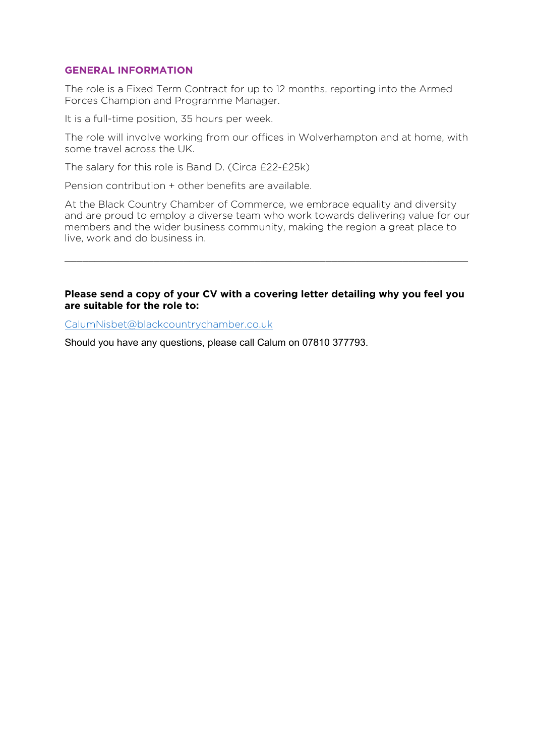## GENERAL INFORMATION

The role is a Fixed Term Contract for up to 12 months, reporting into the Armed Forces Champion and Programme Manager.

It is a full-time position, 35 hours per week.

The role will involve working from our offices in Wolverhampton and at home, with some travel across the UK.

The salary for this role is Band D. (Circa £22-£25k)

Pension contribution + other benefits are available.

At the Black Country Chamber of Commerce, we embrace equality and diversity and are proud to employ a diverse team who work towards delivering value for our members and the wider business community, making the region a great place to live, work and do business in.

---

**Please send a copy of your CV with a covering letter detailing why you feel you are suitable for the role to:**

CalumNisbet@blackcountrychamber.co.uk

Should you have any questions, please call Calum on 07810 377793.